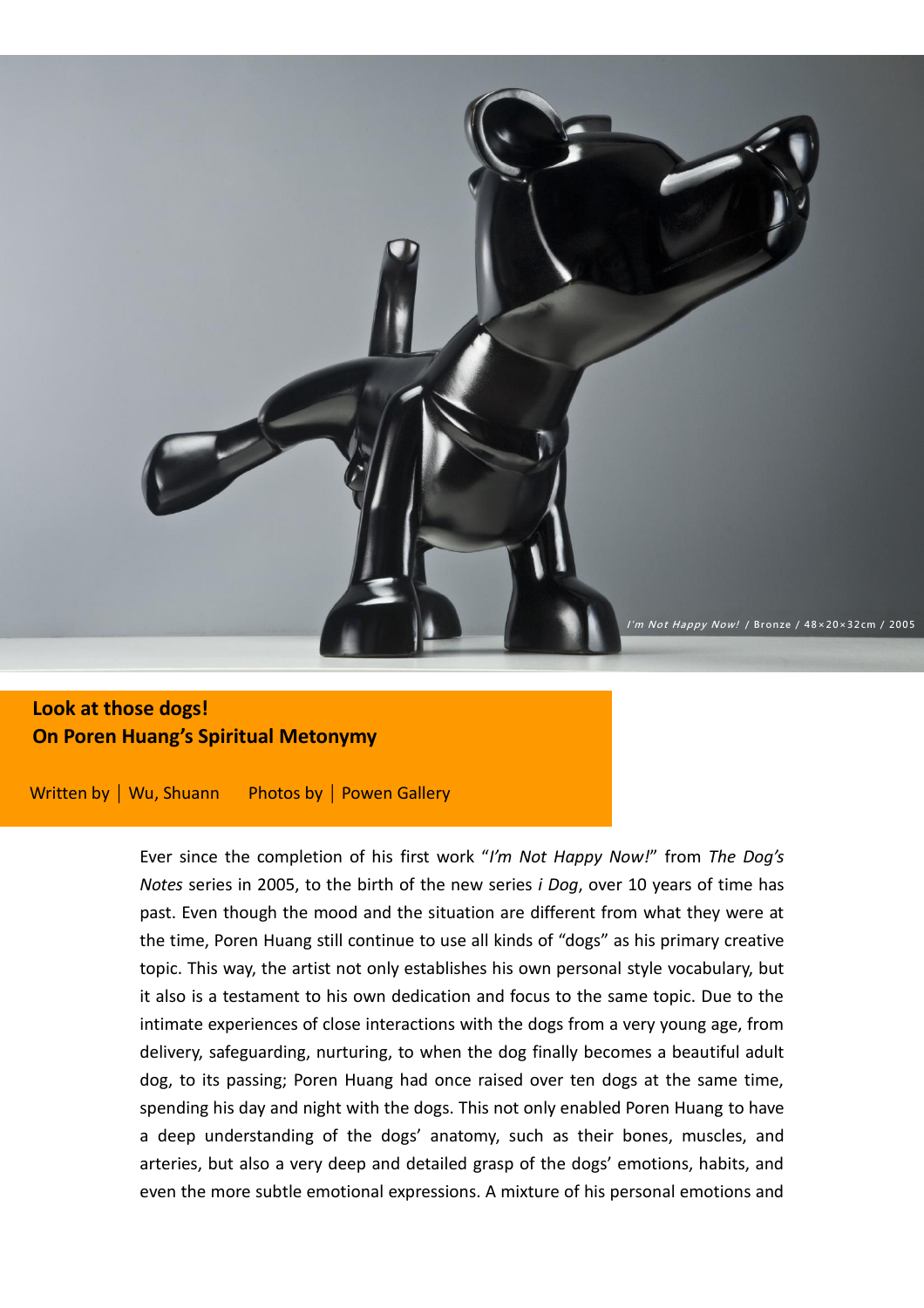*I'm Not Happy Now!* / Bronze / 48×20×32cm / 2005

## Look at those dogs!
## On Poren Huang's Spiritual Metonymy

Written by | Wu, Shuann    Photos by | Powen Gallery

Ever since the completion of his first work "*I'm Not Happy Now!*" from *The Dog's Notes* series in 2005, to the birth of the new series *i Dog*, over 10 years of time has past. Even though the mood and the situation are different from what they were at the time, Poren Huang still continue to use all kinds of "dogs" as his primary creative topic. This way, the artist not only establishes his own personal style vocabulary, but it also is a testament to his own dedication and focus to the same topic. Due to the intimate experiences of close interactions with the dogs from a very young age, from delivery, safeguarding, nurturing, to when the dog finally becomes a beautiful adult dog, to its passing; Poren Huang had once raised over ten dogs at the same time, spending his day and night with the dogs. This not only enabled Poren Huang to have a deep understanding of the dogs' anatomy, such as their bones, muscles, and arteries, but also a very deep and detailed grasp of the dogs' emotions, habits, and even the more subtle emotional expressions. A mixture of his personal emotions and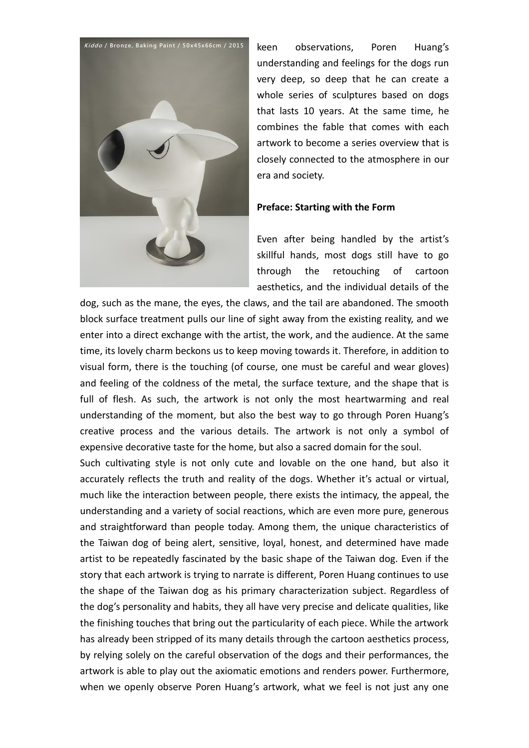*Kiddo* / Bronze, Baking Paint / 50x45x66cm / 2015

keen observations, Poren Huang's understanding and feelings for the dogs run very deep, so deep that he can create a whole series of sculptures based on dogs that lasts 10 years. At the same time, he combines the fable that comes with each artwork to become a series overview that is closely connected to the atmosphere in our era and society.

**Preface: Starting with the Form**

Even after being handled by the artist's skillful hands, most dogs still have to go through the retouching of cartoon aesthetics, and the individual details of the dog, such as the mane, the eyes, the claws, and the tail are abandoned. The smooth block surface treatment pulls our line of sight away from the existing reality, and we enter into a direct exchange with the artist, the work, and the audience. At the same time, its lovely charm beckons us to keep moving towards it. Therefore, in addition to visual form, there is the touching (of course, one must be careful and wear gloves) and feeling of the coldness of the metal, the surface texture, and the shape that is full of flesh. As such, the artwork is not only the most heartwarming and real understanding of the moment, but also the best way to go through Poren Huang's creative process and the various details. The artwork is not only a symbol of expensive decorative taste for the home, but also a sacred domain for the soul.

Such cultivating style is not only cute and lovable on the one hand, but also it accurately reflects the truth and reality of the dogs. Whether it's actual or virtual, much like the interaction between people, there exists the intimacy, the appeal, the understanding and a variety of social reactions, which are even more pure, generous and straightforward than people today. Among them, the unique characteristics of the Taiwan dog of being alert, sensitive, loyal, honest, and determined have made artist to be repeatedly fascinated by the basic shape of the Taiwan dog. Even if the story that each artwork is trying to narrate is different, Poren Huang continues to use the shape of the Taiwan dog as his primary characterization subject. Regardless of the dog's personality and habits, they all have very precise and delicate qualities, like the finishing touches that bring out the particularity of each piece. While the artwork has already been stripped of its many details through the cartoon aesthetics process, by relying solely on the careful observation of the dogs and their performances, the artwork is able to play out the axiomatic emotions and renders power. Furthermore, when we openly observe Poren Huang's artwork, what we feel is not just any one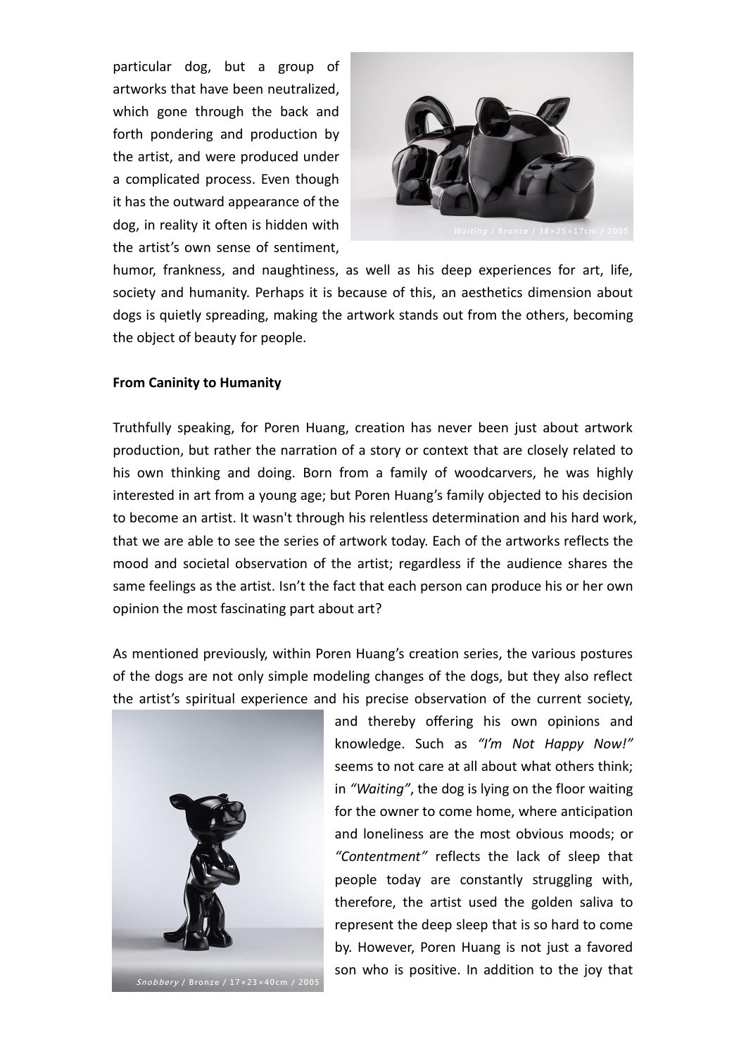particular dog, but a group of artworks that have been neutralized, which gone through the back and forth pondering and production by the artist, and were produced under a complicated process. Even though it has the outward appearance of the dog, in reality it often is hidden with the artist's own sense of sentiment, humor, frankness, and naughtiness, as well as his deep experiences for art, life, society and humanity. Perhaps it is because of this, an aesthetics dimension about dogs is quietly spreading, making the artwork stands out from the others, becoming the object of beauty for people.

*Waiting* / Bronze / 38×25×17cm / 2005

**From Caninity to Humanity**

Truthfully speaking, for Poren Huang, creation has never been just about artwork production, but rather the narration of a story or context that are closely related to his own thinking and doing. Born from a family of woodcarvers, he was highly interested in art from a young age; but Poren Huang's family objected to his decision to become an artist. It wasn't through his relentless determination and his hard work, that we are able to see the series of artwork today. Each of the artworks reflects the mood and societal observation of the artist; regardless if the audience shares the same feelings as the artist. Isn't the fact that each person can produce his or her own opinion the most fascinating part about art?

As mentioned previously, within Poren Huang's creation series, the various postures of the dogs are not only simple modeling changes of the dogs, but they also reflect the artist's spiritual experience and his precise observation of the current society, and thereby offering his own opinions and knowledge. Such as *"I'm Not Happy Now!"* seems to not care at all about what others think; in *"Waiting"*, the dog is lying on the floor waiting for the owner to come home, where anticipation and loneliness are the most obvious moods; or *"Contentment"* reflects the lack of sleep that people today are constantly struggling with, therefore, the artist used the golden saliva to represent the deep sleep that is so hard to come by. However, Poren Huang is not just a favored son who is positive. In addition to the joy that

*Snobbery* / Bronze / 17×23×40cm / 2005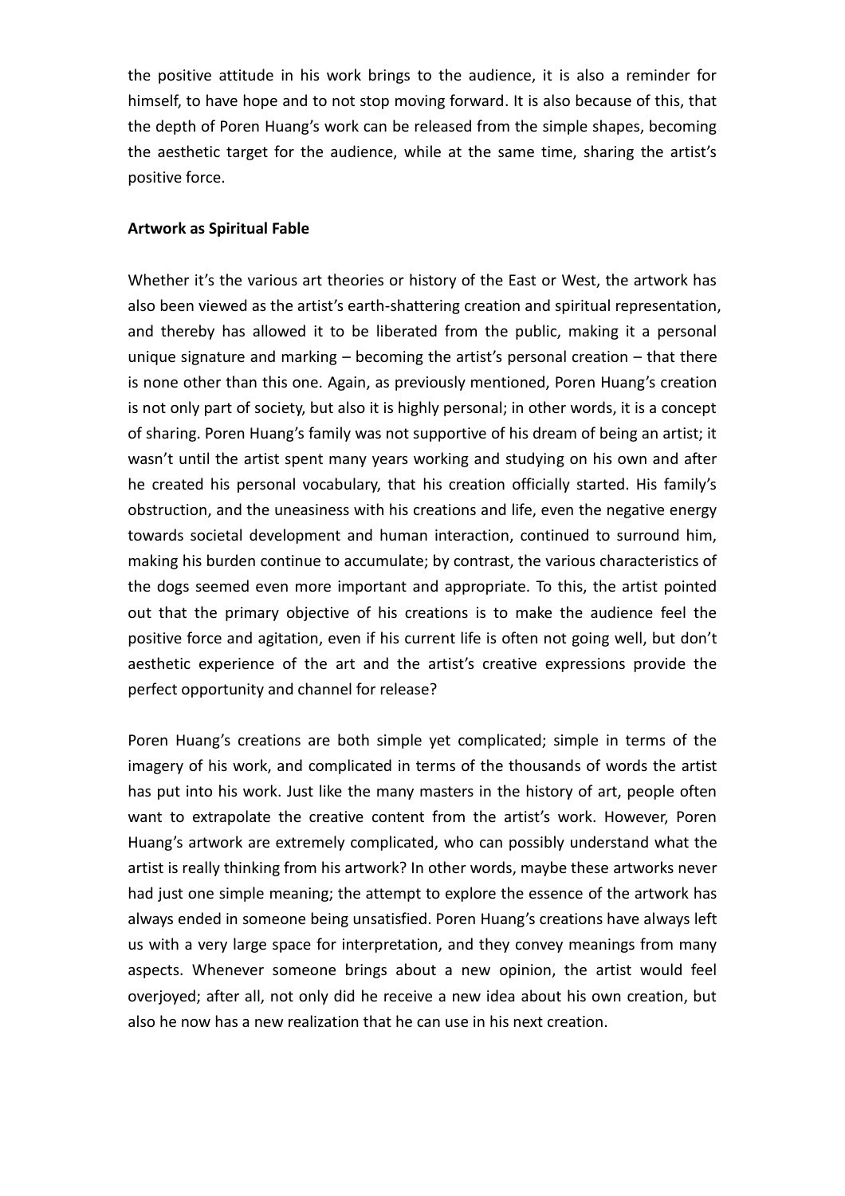the positive attitude in his work brings to the audience, it is also a reminder for himself, to have hope and to not stop moving forward. It is also because of this, that the depth of Poren Huang's work can be released from the simple shapes, becoming the aesthetic target for the audience, while at the same time, sharing the artist's positive force.

**Artwork as Spiritual Fable**

Whether it's the various art theories or history of the East or West, the artwork has also been viewed as the artist's earth-shattering creation and spiritual representation, and thereby has allowed it to be liberated from the public, making it a personal unique signature and marking – becoming the artist's personal creation – that there is none other than this one. Again, as previously mentioned, Poren Huang's creation is not only part of society, but also it is highly personal; in other words, it is a concept of sharing. Poren Huang's family was not supportive of his dream of being an artist; it wasn't until the artist spent many years working and studying on his own and after he created his personal vocabulary, that his creation officially started. His family's obstruction, and the uneasiness with his creations and life, even the negative energy towards societal development and human interaction, continued to surround him, making his burden continue to accumulate; by contrast, the various characteristics of the dogs seemed even more important and appropriate. To this, the artist pointed out that the primary objective of his creations is to make the audience feel the positive force and agitation, even if his current life is often not going well, but don't aesthetic experience of the art and the artist's creative expressions provide the perfect opportunity and channel for release?

Poren Huang's creations are both simple yet complicated; simple in terms of the imagery of his work, and complicated in terms of the thousands of words the artist has put into his work. Just like the many masters in the history of art, people often want to extrapolate the creative content from the artist's work. However, Poren Huang's artwork are extremely complicated, who can possibly understand what the artist is really thinking from his artwork? In other words, maybe these artworks never had just one simple meaning; the attempt to explore the essence of the artwork has always ended in someone being unsatisfied. Poren Huang's creations have always left us with a very large space for interpretation, and they convey meanings from many aspects. Whenever someone brings about a new opinion, the artist would feel overjoyed; after all, not only did he receive a new idea about his own creation, but also he now has a new realization that he can use in his next creation.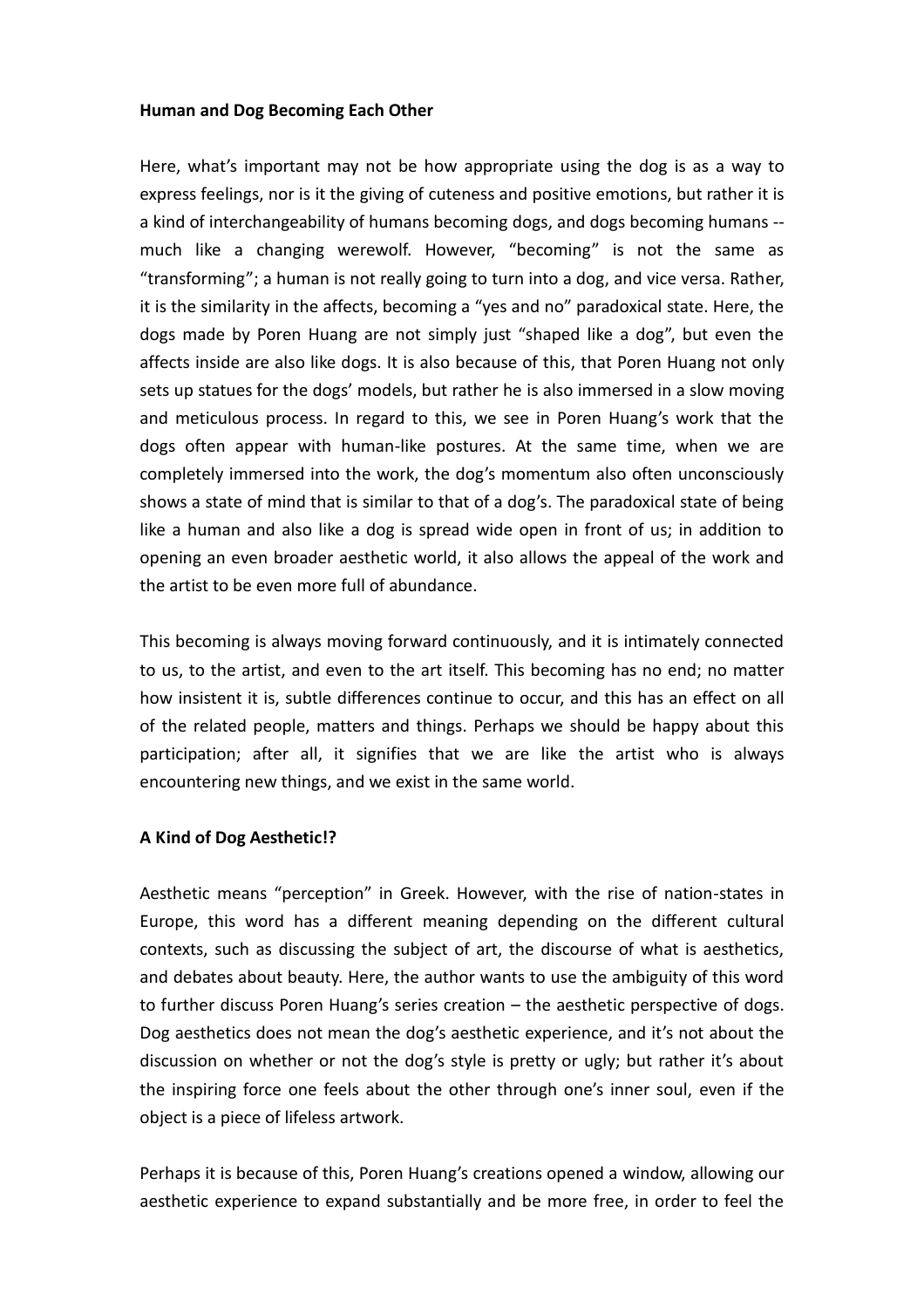**Human and Dog Becoming Each Other**

Here, what's important may not be how appropriate using the dog is as a way to express feelings, nor is it the giving of cuteness and positive emotions, but rather it is a kind of interchangeability of humans becoming dogs, and dogs becoming humans -- much like a changing werewolf. However, "becoming" is not the same as "transforming"; a human is not really going to turn into a dog, and vice versa. Rather, it is the similarity in the affects, becoming a "yes and no" paradoxical state. Here, the dogs made by Poren Huang are not simply just "shaped like a dog", but even the affects inside are also like dogs. It is also because of this, that Poren Huang not only sets up statues for the dogs' models, but rather he is also immersed in a slow moving and meticulous process. In regard to this, we see in Poren Huang's work that the dogs often appear with human-like postures. At the same time, when we are completely immersed into the work, the dog's momentum also often unconsciously shows a state of mind that is similar to that of a dog's. The paradoxical state of being like a human and also like a dog is spread wide open in front of us; in addition to opening an even broader aesthetic world, it also allows the appeal of the work and the artist to be even more full of abundance.

This becoming is always moving forward continuously, and it is intimately connected to us, to the artist, and even to the art itself. This becoming has no end; no matter how insistent it is, subtle differences continue to occur, and this has an effect on all of the related people, matters and things. Perhaps we should be happy about this participation; after all, it signifies that we are like the artist who is always encountering new things, and we exist in the same world.

**A Kind of Dog Aesthetic!?**

Aesthetic means "perception" in Greek. However, with the rise of nation-states in Europe, this word has a different meaning depending on the different cultural contexts, such as discussing the subject of art, the discourse of what is aesthetics, and debates about beauty. Here, the author wants to use the ambiguity of this word to further discuss Poren Huang's series creation – the aesthetic perspective of dogs. Dog aesthetics does not mean the dog's aesthetic experience, and it's not about the discussion on whether or not the dog's style is pretty or ugly; but rather it's about the inspiring force one feels about the other through one's inner soul, even if the object is a piece of lifeless artwork.

Perhaps it is because of this, Poren Huang's creations opened a window, allowing our aesthetic experience to expand substantially and be more free, in order to feel the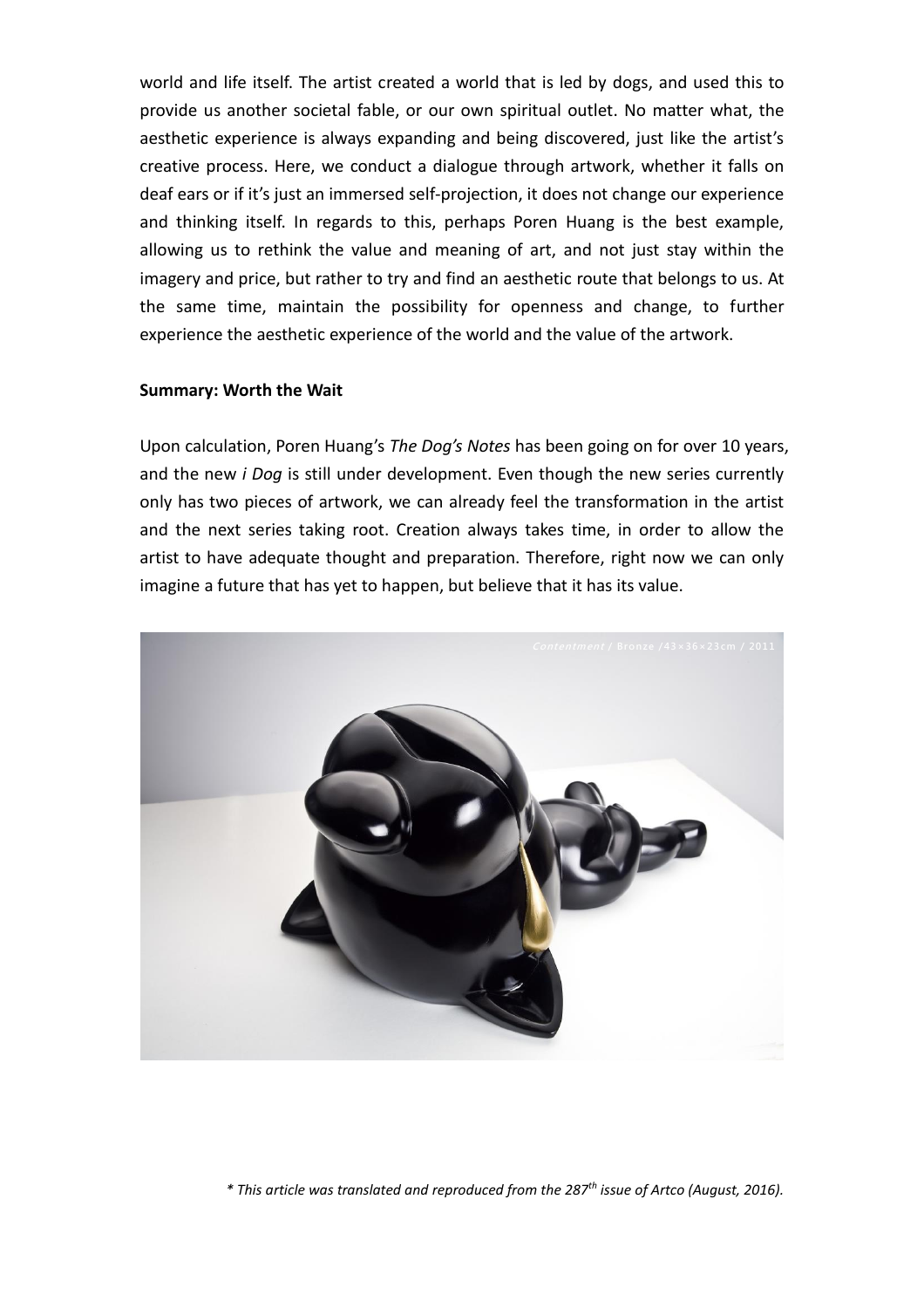world and life itself. The artist created a world that is led by dogs, and used this to provide us another societal fable, or our own spiritual outlet. No matter what, the aesthetic experience is always expanding and being discovered, just like the artist's creative process. Here, we conduct a dialogue through artwork, whether it falls on deaf ears or if it's just an immersed self-projection, it does not change our experience and thinking itself. In regards to this, perhaps Poren Huang is the best example, allowing us to rethink the value and meaning of art, and not just stay within the imagery and price, but rather to try and find an aesthetic route that belongs to us. At the same time, maintain the possibility for openness and change, to further experience the aesthetic experience of the world and the value of the artwork.

**Summary: Worth the Wait**

Upon calculation, Poren Huang's *The Dog's Notes* has been going on for over 10 years, and the new *i Dog* is still under development. Even though the new series currently only has two pieces of artwork, we can already feel the transformation in the artist and the next series taking root. Creation always takes time, in order to allow the artist to have adequate thought and preparation. Therefore, right now we can only imagine a future that has yet to happen, but believe that it has its value.

*Contentment* / Bronze /43×36×23cm / 2011

*\* This article was translated and reproduced from the 287th issue of Artco (August, 2016).*